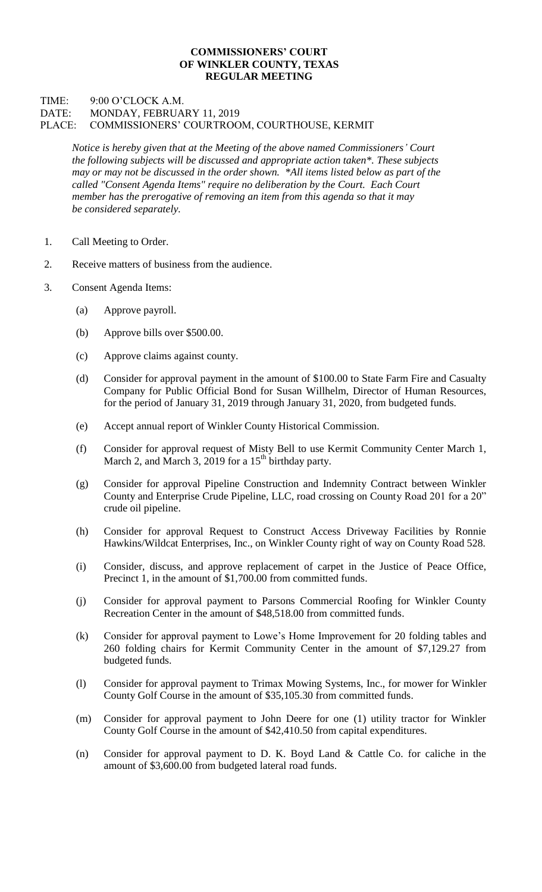**COMMISSIONERS' COURT**
**OF WINKLER COUNTY, TEXAS**
**REGULAR MEETING**

TIME: 9:00 O'CLOCK A.M.
DATE: MONDAY, FEBRUARY 11, 2019
PLACE: COMMISSIONERS' COURTROOM, COURTHOUSE, KERMIT

*Notice is hereby given that at the Meeting of the above named Commissioners' Court the following subjects will be discussed and appropriate action taken*. These subjects may or may not be discussed in the order shown. *All items listed below as part of the called "Consent Agenda Items" require no deliberation by the Court. Each Court member has the prerogative of removing an item from this agenda so that it may be considered separately.*

1. Call Meeting to Order.

2. Receive matters of business from the audience.

3. Consent Agenda Items:

   (a) Approve payroll.

   (b) Approve bills over $500.00.

   (c) Approve claims against county.

   (d) Consider for approval payment in the amount of $100.00 to State Farm Fire and Casualty Company for Public Official Bond for Susan Willhelm, Director of Human Resources, for the period of January 31, 2019 through January 31, 2020, from budgeted funds.

   (e) Accept annual report of Winkler County Historical Commission.

   (f) Consider for approval request of Misty Bell to use Kermit Community Center March 1, March 2, and March 3, 2019 for a 15th birthday party.

   (g) Consider for approval Pipeline Construction and Indemnity Contract between Winkler County and Enterprise Crude Pipeline, LLC, road crossing on County Road 201 for a 20" crude oil pipeline.

   (h) Consider for approval Request to Construct Access Driveway Facilities by Ronnie Hawkins/Wildcat Enterprises, Inc., on Winkler County right of way on County Road 528.

   (i) Consider, discuss, and approve replacement of carpet in the Justice of Peace Office, Precinct 1, in the amount of $1,700.00 from committed funds.

   (j) Consider for approval payment to Parsons Commercial Roofing for Winkler County Recreation Center in the amount of $48,518.00 from committed funds.

   (k) Consider for approval payment to Lowe's Home Improvement for 20 folding tables and 260 folding chairs for Kermit Community Center in the amount of $7,129.27 from budgeted funds.

   (l) Consider for approval payment to Trimax Mowing Systems, Inc., for mower for Winkler County Golf Course in the amount of $35,105.30 from committed funds.

   (m) Consider for approval payment to John Deere for one (1) utility tractor for Winkler County Golf Course in the amount of $42,410.50 from capital expenditures.

   (n) Consider for approval payment to D. K. Boyd Land & Cattle Co. for caliche in the amount of $3,600.00 from budgeted lateral road funds.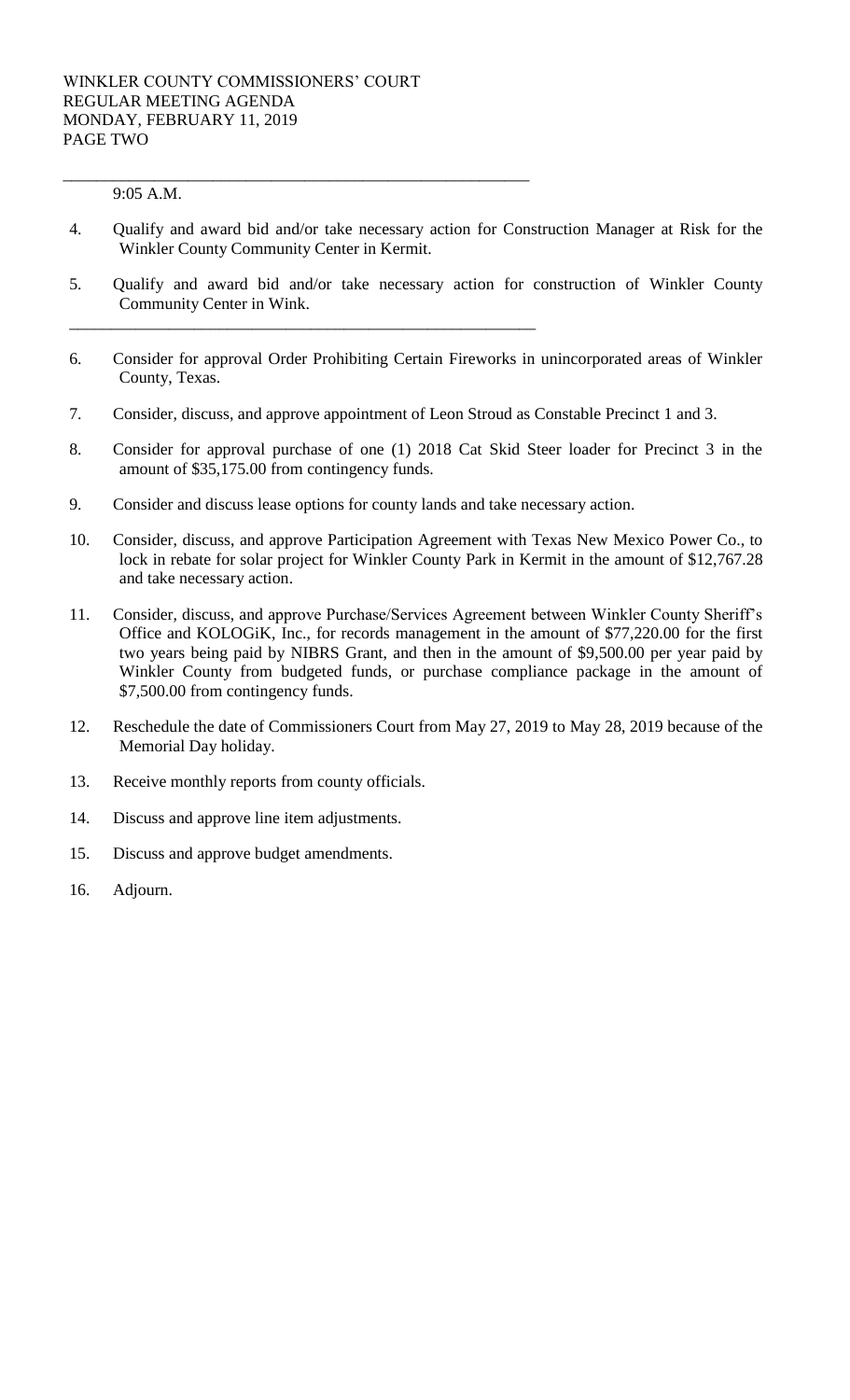WINKLER COUNTY COMMISSIONERS' COURT
REGULAR MEETING AGENDA
MONDAY, FEBRUARY 11, 2019
PAGE TWO

---

9:05 A.M.

4. Qualify and award bid and/or take necessary action for Construction Manager at Risk for the Winkler County Community Center in Kermit.

5. Qualify and award bid and/or take necessary action for construction of Winkler County Community Center in Wink.

---

6. Consider for approval Order Prohibiting Certain Fireworks in unincorporated areas of Winkler County, Texas.

7. Consider, discuss, and approve appointment of Leon Stroud as Constable Precinct 1 and 3.

8. Consider for approval purchase of one (1) 2018 Cat Skid Steer loader for Precinct 3 in the amount of $35,175.00 from contingency funds.

9. Consider and discuss lease options for county lands and take necessary action.

10. Consider, discuss, and approve Participation Agreement with Texas New Mexico Power Co., to lock in rebate for solar project for Winkler County Park in Kermit in the amount of $12,767.28 and take necessary action.

11. Consider, discuss, and approve Purchase/Services Agreement between Winkler County Sheriff's Office and KOLOGiK, Inc., for records management in the amount of $77,220.00 for the first two years being paid by NIBRS Grant, and then in the amount of $9,500.00 per year paid by Winkler County from budgeted funds, or purchase compliance package in the amount of $7,500.00 from contingency funds.

12. Reschedule the date of Commissioners Court from May 27, 2019 to May 28, 2019 because of the Memorial Day holiday.

13. Receive monthly reports from county officials.

14. Discuss and approve line item adjustments.

15. Discuss and approve budget amendments.

16. Adjourn.